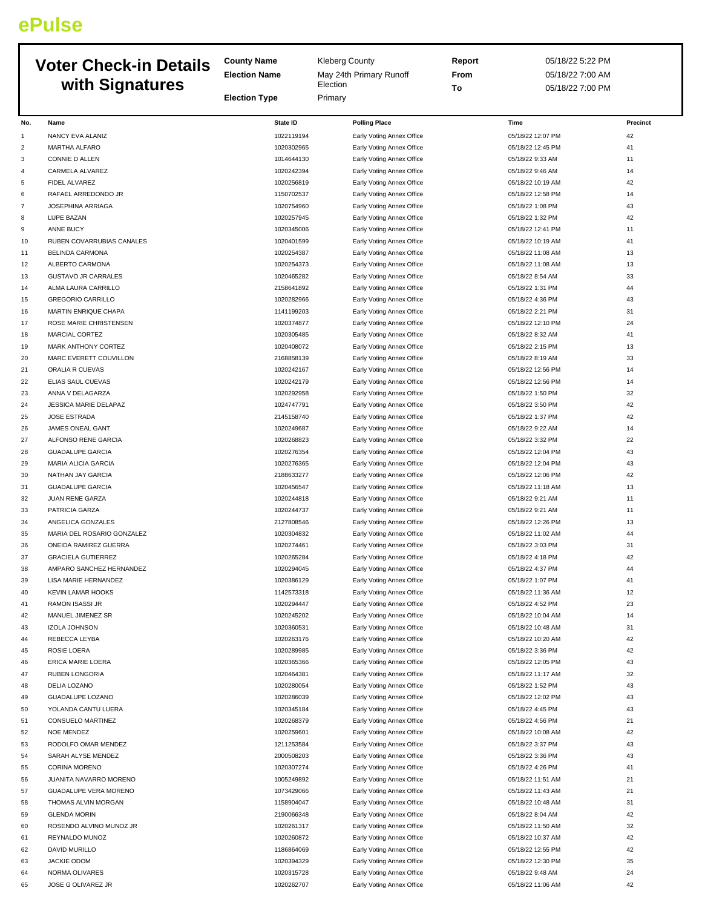# ePulse

## Voter Check-in Details with Signatures

**County Name** Kleberg County
**Election Name** May 24th Primary Runoff Election
**Election Type** Primary

**Report From** 05/18/22 5:22 PM
**From** 05/18/22 7:00 AM
**To** 05/18/22 7:00 PM

| No. | Name | State ID | Polling Place | Time | Precinct |
|---|---|---|---|---|---|
| 1 | NANCY EVA ALANIZ | 1022119194 | Early Voting Annex Office | 05/18/22 12:07 PM | 42 |
| 2 | MARTHA ALFARO | 1020302965 | Early Voting Annex Office | 05/18/22 12:45 PM | 41 |
| 3 | CONNIE D ALLEN | 1014644130 | Early Voting Annex Office | 05/18/22 9:33 AM | 11 |
| 4 | CARMELA ALVAREZ | 1020242394 | Early Voting Annex Office | 05/18/22 9:46 AM | 14 |
| 5 | FIDEL ALVAREZ | 1020256819 | Early Voting Annex Office | 05/18/22 10:19 AM | 42 |
| 6 | RAFAEL ARREDONDO JR | 1150702537 | Early Voting Annex Office | 05/18/22 12:58 PM | 14 |
| 7 | JOSEPHINA ARRIAGA | 1020754960 | Early Voting Annex Office | 05/18/22 1:08 PM | 43 |
| 8 | LUPE BAZAN | 1020257945 | Early Voting Annex Office | 05/18/22 1:32 PM | 42 |
| 9 | ANNE BUCY | 1020345006 | Early Voting Annex Office | 05/18/22 12:41 PM | 11 |
| 10 | RUBEN COVARRUBIAS CANALES | 1020401599 | Early Voting Annex Office | 05/18/22 10:19 AM | 41 |
| 11 | BELINDA CARMONA | 1020254387 | Early Voting Annex Office | 05/18/22 11:08 AM | 13 |
| 12 | ALBERTO CARMONA | 1020254373 | Early Voting Annex Office | 05/18/22 11:08 AM | 13 |
| 13 | GUSTAVO JR CARRALES | 1020465282 | Early Voting Annex Office | 05/18/22 8:54 AM | 33 |
| 14 | ALMA LAURA CARRILLO | 2158641892 | Early Voting Annex Office | 05/18/22 1:31 PM | 44 |
| 15 | GREGORIO CARRILLO | 1020282966 | Early Voting Annex Office | 05/18/22 4:36 PM | 43 |
| 16 | MARTIN ENRIQUE CHAPA | 1141199203 | Early Voting Annex Office | 05/18/22 2:21 PM | 31 |
| 17 | ROSE MARIE CHRISTENSEN | 1020374877 | Early Voting Annex Office | 05/18/22 12:10 PM | 24 |
| 18 | MARCIAL CORTEZ | 1020305485 | Early Voting Annex Office | 05/18/22 8:32 AM | 41 |
| 19 | MARK ANTHONY CORTEZ | 1020408072 | Early Voting Annex Office | 05/18/22 2:15 PM | 13 |
| 20 | MARC EVERETT COUVILLON | 2168858139 | Early Voting Annex Office | 05/18/22 8:19 AM | 33 |
| 21 | ORALIA R CUEVAS | 1020242167 | Early Voting Annex Office | 05/18/22 12:56 PM | 14 |
| 22 | ELIAS SAUL CUEVAS | 1020242179 | Early Voting Annex Office | 05/18/22 12:56 PM | 14 |
| 23 | ANNA V DELAGARZA | 1020292958 | Early Voting Annex Office | 05/18/22 1:50 PM | 32 |
| 24 | JESSICA MARIE DELAPAZ | 1024747791 | Early Voting Annex Office | 05/18/22 3:50 PM | 42 |
| 25 | JOSE ESTRADA | 2145158740 | Early Voting Annex Office | 05/18/22 1:37 PM | 42 |
| 26 | JAMES ONEAL GANT | 1020249687 | Early Voting Annex Office | 05/18/22 9:22 AM | 14 |
| 27 | ALFONSO RENE GARCIA | 1020268823 | Early Voting Annex Office | 05/18/22 3:32 PM | 22 |
| 28 | GUADALUPE GARCIA | 1020276354 | Early Voting Annex Office | 05/18/22 12:04 PM | 43 |
| 29 | MARIA ALICIA GARCIA | 1020276365 | Early Voting Annex Office | 05/18/22 12:04 PM | 43 |
| 30 | NATHAN JAY GARCIA | 2188633277 | Early Voting Annex Office | 05/18/22 12:06 PM | 42 |
| 31 | GUADALUPE GARCIA | 1020456547 | Early Voting Annex Office | 05/18/22 11:18 AM | 13 |
| 32 | JUAN RENE GARZA | 1020244818 | Early Voting Annex Office | 05/18/22 9:21 AM | 11 |
| 33 | PATRICIA GARZA | 1020244737 | Early Voting Annex Office | 05/18/22 9:21 AM | 11 |
| 34 | ANGELICA GONZALES | 2127808546 | Early Voting Annex Office | 05/18/22 12:26 PM | 13 |
| 35 | MARIA DEL ROSARIO GONZALEZ | 1020304832 | Early Voting Annex Office | 05/18/22 11:02 AM | 44 |
| 36 | ONEIDA RAMIREZ GUERRA | 1020274461 | Early Voting Annex Office | 05/18/22 3:03 PM | 31 |
| 37 | GRACIELA GUTIERREZ | 1020265284 | Early Voting Annex Office | 05/18/22 4:18 PM | 42 |
| 38 | AMPARO SANCHEZ HERNANDEZ | 1020294045 | Early Voting Annex Office | 05/18/22 4:37 PM | 44 |
| 39 | LISA MARIE HERNANDEZ | 1020386129 | Early Voting Annex Office | 05/18/22 1:07 PM | 41 |
| 40 | KEVIN LAMAR HOOKS | 1142573318 | Early Voting Annex Office | 05/18/22 11:36 AM | 12 |
| 41 | RAMON ISASSI JR | 1020294447 | Early Voting Annex Office | 05/18/22 4:52 PM | 23 |
| 42 | MANUEL JIMENEZ SR | 1020245202 | Early Voting Annex Office | 05/18/22 10:04 AM | 14 |
| 43 | IZOLA JOHNSON | 1020360531 | Early Voting Annex Office | 05/18/22 10:48 AM | 31 |
| 44 | REBECCA LEYBA | 1020263176 | Early Voting Annex Office | 05/18/22 10:20 AM | 42 |
| 45 | ROSIE LOERA | 1020289985 | Early Voting Annex Office | 05/18/22 3:36 PM | 42 |
| 46 | ERICA MARIE LOERA | 1020365366 | Early Voting Annex Office | 05/18/22 12:05 PM | 43 |
| 47 | RUBEN LONGORIA | 1020464381 | Early Voting Annex Office | 05/18/22 11:17 AM | 32 |
| 48 | DELIA LOZANO | 1020280054 | Early Voting Annex Office | 05/18/22 1:52 PM | 43 |
| 49 | GUADALUPE LOZANO | 1020286039 | Early Voting Annex Office | 05/18/22 12:02 PM | 43 |
| 50 | YOLANDA CANTU LUERA | 1020345184 | Early Voting Annex Office | 05/18/22 4:45 PM | 43 |
| 51 | CONSUELO MARTINEZ | 1020268379 | Early Voting Annex Office | 05/18/22 4:56 PM | 21 |
| 52 | NOE MENDEZ | 1020259601 | Early Voting Annex Office | 05/18/22 10:08 AM | 42 |
| 53 | RODOLFO OMAR MENDEZ | 1211253584 | Early Voting Annex Office | 05/18/22 3:37 PM | 43 |
| 54 | SARAH ALYSE MENDEZ | 2000508203 | Early Voting Annex Office | 05/18/22 3:36 PM | 43 |
| 55 | CORINA MORENO | 1020307274 | Early Voting Annex Office | 05/18/22 4:26 PM | 41 |
| 56 | JUANITA NAVARRO MORENO | 1005249892 | Early Voting Annex Office | 05/18/22 11:51 AM | 21 |
| 57 | GUADALUPE VERA MORENO | 1073429066 | Early Voting Annex Office | 05/18/22 11:43 AM | 21 |
| 58 | THOMAS ALVIN MORGAN | 1158904047 | Early Voting Annex Office | 05/18/22 10:48 AM | 31 |
| 59 | GLENDA MORIN | 2190066348 | Early Voting Annex Office | 05/18/22 8:04 AM | 42 |
| 60 | ROSENDO ALVINO MUNOZ JR | 1020261317 | Early Voting Annex Office | 05/18/22 11:50 AM | 32 |
| 61 | REYNALDO MUNOZ | 1020260872 | Early Voting Annex Office | 05/18/22 10:37 AM | 42 |
| 62 | DAVID MURILLO | 1186864069 | Early Voting Annex Office | 05/18/22 12:55 PM | 42 |
| 63 | JACKIE ODOM | 1020394329 | Early Voting Annex Office | 05/18/22 12:30 PM | 35 |
| 64 | NORMA OLIVARES | 1020315728 | Early Voting Annex Office | 05/18/22 9:48 AM | 24 |
| 65 | JOSE G OLIVAREZ JR | 1020262707 | Early Voting Annex Office | 05/18/22 11:06 AM | 42 |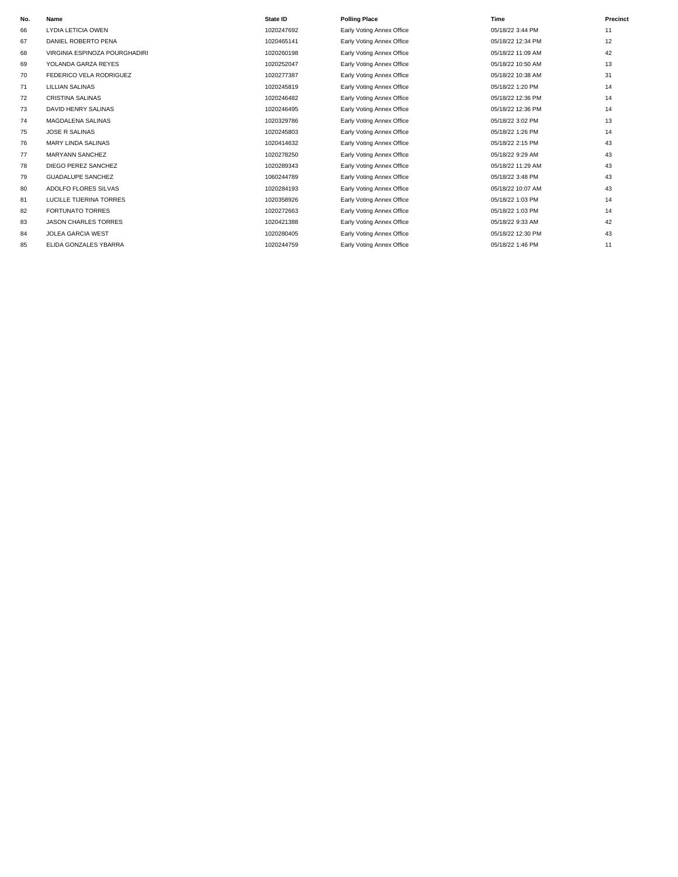| No. | Name | State ID | Polling Place | Time | Precinct |
|---|---|---|---|---|---|
| 66 | LYDIA LETICIA OWEN | 1020247692 | Early Voting Annex Office | 05/18/22 3:44 PM | 11 |
| 67 | DANIEL ROBERTO PENA | 1020465141 | Early Voting Annex Office | 05/18/22 12:34 PM | 12 |
| 68 | VIRGINIA ESPINOZA POURGHADIRI | 1020260198 | Early Voting Annex Office | 05/18/22 11:09 AM | 42 |
| 69 | YOLANDA GARZA REYES | 1020252047 | Early Voting Annex Office | 05/18/22 10:50 AM | 13 |
| 70 | FEDERICO VELA RODRIGUEZ | 1020277387 | Early Voting Annex Office | 05/18/22 10:38 AM | 31 |
| 71 | LILLIAN SALINAS | 1020245819 | Early Voting Annex Office | 05/18/22 1:20 PM | 14 |
| 72 | CRISTINA SALINAS | 1020246482 | Early Voting Annex Office | 05/18/22 12:36 PM | 14 |
| 73 | DAVID HENRY SALINAS | 1020246495 | Early Voting Annex Office | 05/18/22 12:36 PM | 14 |
| 74 | MAGDALENA SALINAS | 1020329786 | Early Voting Annex Office | 05/18/22 3:02 PM | 13 |
| 75 | JOSE R SALINAS | 1020245803 | Early Voting Annex Office | 05/18/22 1:26 PM | 14 |
| 76 | MARY LINDA SALINAS | 1020414632 | Early Voting Annex Office | 05/18/22 2:15 PM | 43 |
| 77 | MARYANN SANCHEZ | 1020278250 | Early Voting Annex Office | 05/18/22 9:29 AM | 43 |
| 78 | DIEGO PEREZ SANCHEZ | 1020289343 | Early Voting Annex Office | 05/18/22 11:29 AM | 43 |
| 79 | GUADALUPE SANCHEZ | 1060244789 | Early Voting Annex Office | 05/18/22 3:48 PM | 43 |
| 80 | ADOLFO FLORES SILVAS | 1020284193 | Early Voting Annex Office | 05/18/22 10:07 AM | 43 |
| 81 | LUCILLE TIJERINA TORRES | 1020358926 | Early Voting Annex Office | 05/18/22 1:03 PM | 14 |
| 82 | FORTUNATO TORRES | 1020272663 | Early Voting Annex Office | 05/18/22 1:03 PM | 14 |
| 83 | JASON CHARLES TORRES | 1020421388 | Early Voting Annex Office | 05/18/22 9:33 AM | 42 |
| 84 | JOLEA GARCIA WEST | 1020280405 | Early Voting Annex Office | 05/18/22 12:30 PM | 43 |
| 85 | ELIDA GONZALES YBARRA | 1020244759 | Early Voting Annex Office | 05/18/22 1:46 PM | 11 |